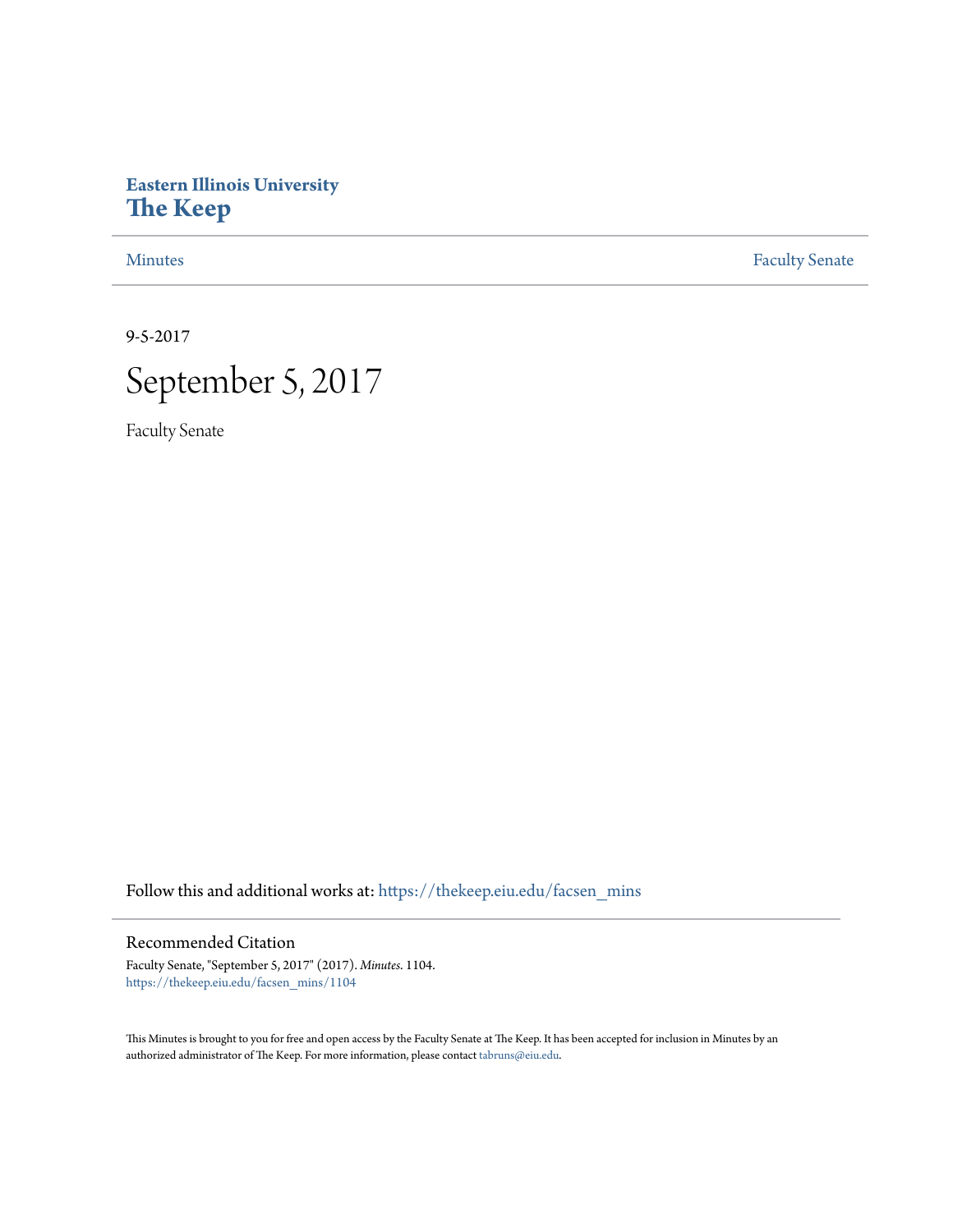**Eastern Illinois University**
**The Keep**

Minutes | Faculty Senate

9-5-2017

# September 5, 2017

Faculty Senate

Follow this and additional works at: https://thekeep.eiu.edu/facsen_mins

## Recommended Citation

Faculty Senate, "September 5, 2017" (2017). *Minutes*. 1104.
https://thekeep.eiu.edu/facsen_mins/1104

This Minutes is brought to you for free and open access by the Faculty Senate at The Keep. It has been accepted for inclusion in Minutes by an authorized administrator of The Keep. For more information, please contact tabruns@eiu.edu.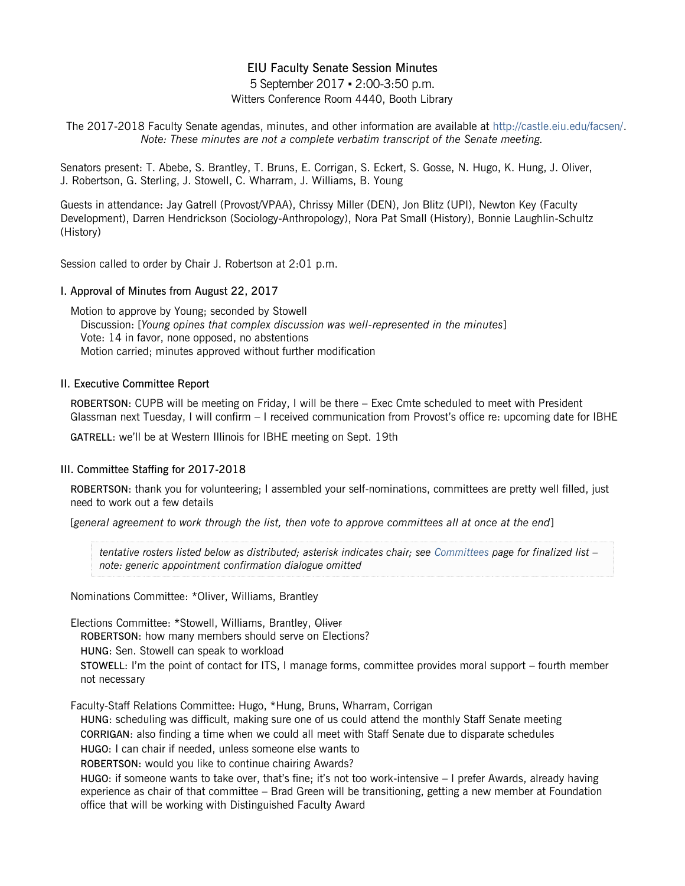# EIU Faculty Senate Session Minutes

5 September 2017 ▪ 2:00-3:50 p.m.
Witters Conference Room 4440, Booth Library

The 2017-2018 Faculty Senate agendas, minutes, and other information are available at http://castle.eiu.edu/facsen/.
*Note: These minutes are not a complete verbatim transcript of the Senate meeting.*

Senators present: T. Abebe, S. Brantley, T. Bruns, E. Corrigan, S. Eckert, S. Gosse, N. Hugo, K. Hung, J. Oliver, J. Robertson, G. Sterling, J. Stowell, C. Wharram, J. Williams, B. Young

Guests in attendance: Jay Gatrell (Provost/VPAA), Chrissy Miller (DEN), Jon Blitz (UPI), Newton Key (Faculty Development), Darren Hendrickson (Sociology-Anthropology), Nora Pat Small (History), Bonnie Laughlin-Schultz (History)

Session called to order by Chair J. Robertson at 2:01 p.m.

## I. Approval of Minutes from August 22, 2017

Motion to approve by Young; seconded by Stowell
Discussion: [*Young opines that complex discussion was well-represented in the minutes*]
Vote: 14 in favor, none opposed, no abstentions
Motion carried; minutes approved without further modification

## II. Executive Committee Report

**ROBERTSON**: CUPB will be meeting on Friday, I will be there – Exec Cmte scheduled to meet with President Glassman next Tuesday, I will confirm – I received communication from Provost's office re: upcoming date for IBHE

**GATRELL**: we'll be at Western Illinois for IBHE meeting on Sept. 19th

## III. Committee Staffing for 2017-2018

**ROBERTSON**: thank you for volunteering; I assembled your self-nominations, committees are pretty well filled, just need to work out a few details

[*general agreement to work through the list, then vote to approve committees all at once at the end*]

> *tentative rosters listed below as distributed; asterisk indicates chair; see Committees page for finalized list – note: generic appointment confirmation dialogue omitted*

Nominations Committee: *Oliver, Williams, Brantley

Elections Committee: *Stowell, Williams, Brantley, ~~Oliver~~
**ROBERTSON**: how many members should serve on Elections?
**HUNG**: Sen. Stowell can speak to workload
**STOWELL**: I'm the point of contact for ITS, I manage forms, committee provides moral support – fourth member not necessary

Faculty-Staff Relations Committee: Hugo, *Hung, Bruns, Wharram, Corrigan
**HUNG**: scheduling was difficult, making sure one of us could attend the monthly Staff Senate meeting
**CORRIGAN**: also finding a time when we could all meet with Staff Senate due to disparate schedules
**HUGO**: I can chair if needed, unless someone else wants to
**ROBERTSON**: would you like to continue chairing Awards?
**HUGO**: if someone wants to take over, that's fine; it's not too work-intensive – I prefer Awards, already having experience as chair of that committee – Brad Green will be transitioning, getting a new member at Foundation office that will be working with Distinguished Faculty Award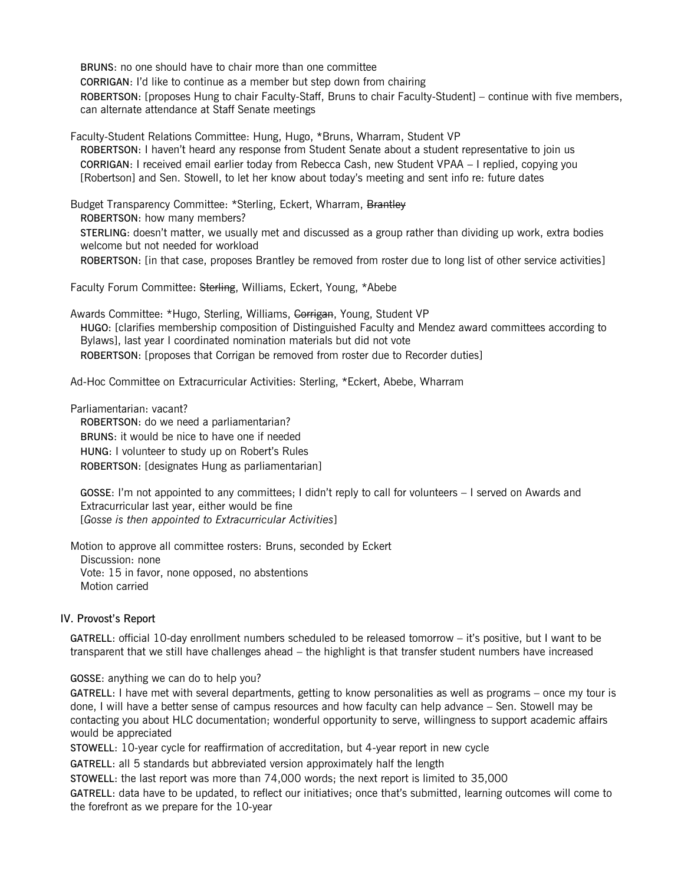**BRUNS**: no one should have to chair more than one committee

**CORRIGAN**: I'd like to continue as a member but step down from chairing

**ROBERTSON**: [proposes Hung to chair Faculty-Staff, Bruns to chair Faculty-Student] – continue with five members, can alternate attendance at Staff Senate meetings

Faculty-Student Relations Committee: Hung, Hugo, *Bruns, Wharram, Student VP

**ROBERTSON**: I haven't heard any response from Student Senate about a student representative to join us

**CORRIGAN**: I received email earlier today from Rebecca Cash, new Student VPAA – I replied, copying you [Robertson] and Sen. Stowell, to let her know about today's meeting and sent info re: future dates

Budget Transparency Committee: *Sterling, Eckert, Wharram, ~~Brantley~~

**ROBERTSON**: how many members?

**STERLING**: doesn't matter, we usually met and discussed as a group rather than dividing up work, extra bodies welcome but not needed for workload

**ROBERTSON**: [in that case, proposes Brantley be removed from roster due to long list of other service activities]

Faculty Forum Committee: ~~Sterling~~, Williams, Eckert, Young, *Abebe

Awards Committee: *Hugo, Sterling, Williams, ~~Corrigan~~, Young, Student VP

**HUGO**: [clarifies membership composition of Distinguished Faculty and Mendez award committees according to Bylaws], last year I coordinated nomination materials but did not vote

**ROBERTSON**: [proposes that Corrigan be removed from roster due to Recorder duties]

Ad-Hoc Committee on Extracurricular Activities: Sterling, *Eckert, Abebe, Wharram

Parliamentarian: vacant?

**ROBERTSON**: do we need a parliamentarian?

**BRUNS**: it would be nice to have one if needed

**HUNG**: I volunteer to study up on Robert's Rules

**ROBERTSON**: [designates Hung as parliamentarian]

**GOSSE**: I'm not appointed to any committees; I didn't reply to call for volunteers – I served on Awards and Extracurricular last year, either would be fine
[*Gosse is then appointed to Extracurricular Activities*]

Motion to approve all committee rosters: Bruns, seconded by Eckert
Discussion: none
Vote: 15 in favor, none opposed, no abstentions
Motion carried

## IV. Provost's Report

**GATRELL**: official 10-day enrollment numbers scheduled to be released tomorrow – it's positive, but I want to be transparent that we still have challenges ahead – the highlight is that transfer student numbers have increased

**GOSSE**: anything we can do to help you?

**GATRELL**: I have met with several departments, getting to know personalities as well as programs – once my tour is done, I will have a better sense of campus resources and how faculty can help advance – Sen. Stowell may be contacting you about HLC documentation; wonderful opportunity to serve, willingness to support academic affairs would be appreciated

**STOWELL**: 10-year cycle for reaffirmation of accreditation, but 4-year report in new cycle

**GATRELL**: all 5 standards but abbreviated version approximately half the length

**STOWELL**: the last report was more than 74,000 words; the next report is limited to 35,000

**GATRELL**: data have to be updated, to reflect our initiatives; once that's submitted, learning outcomes will come to the forefront as we prepare for the 10-year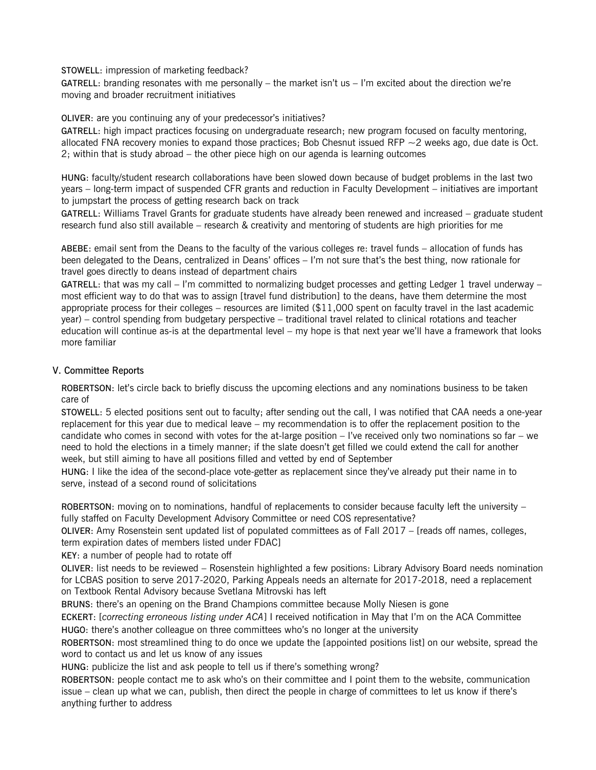**STOWELL**: impression of marketing feedback?

**GATRELL**: branding resonates with me personally – the market isn't us – I'm excited about the direction we're moving and broader recruitment initiatives

**OLIVER**: are you continuing any of your predecessor's initiatives?

**GATRELL**: high impact practices focusing on undergraduate research; new program focused on faculty mentoring, allocated FNA recovery monies to expand those practices; Bob Chesnut issued RFP ~2 weeks ago, due date is Oct. 2; within that is study abroad – the other piece high on our agenda is learning outcomes

**HUNG**: faculty/student research collaborations have been slowed down because of budget problems in the last two years – long-term impact of suspended CFR grants and reduction in Faculty Development – initiatives are important to jumpstart the process of getting research back on track

**GATRELL**: Williams Travel Grants for graduate students have already been renewed and increased – graduate student research fund also still available – research & creativity and mentoring of students are high priorities for me

**ABEBE**: email sent from the Deans to the faculty of the various colleges re: travel funds – allocation of funds has been delegated to the Deans, centralized in Deans' offices – I'm not sure that's the best thing, now rationale for travel goes directly to deans instead of department chairs

**GATRELL**: that was my call – I'm committed to normalizing budget processes and getting Ledger 1 travel underway – most efficient way to do that was to assign [travel fund distribution] to the deans, have them determine the most appropriate process for their colleges – resources are limited ($11,000 spent on faculty travel in the last academic year) – control spending from budgetary perspective – traditional travel related to clinical rotations and teacher education will continue as-is at the departmental level – my hope is that next year we'll have a framework that looks more familiar

## V. Committee Reports

**ROBERTSON**: let's circle back to briefly discuss the upcoming elections and any nominations business to be taken care of

**STOWELL**: 5 elected positions sent out to faculty; after sending out the call, I was notified that CAA needs a one-year replacement for this year due to medical leave – my recommendation is to offer the replacement position to the candidate who comes in second with votes for the at-large position – I've received only two nominations so far – we need to hold the elections in a timely manner; if the slate doesn't get filled we could extend the call for another week, but still aiming to have all positions filled and vetted by end of September

**HUNG**: I like the idea of the second-place vote-getter as replacement since they've already put their name in to serve, instead of a second round of solicitations

**ROBERTSON**: moving on to nominations, handful of replacements to consider because faculty left the university – fully staffed on Faculty Development Advisory Committee or need COS representative?

**OLIVER**: Amy Rosenstein sent updated list of populated committees as of Fall 2017 – [reads off names, colleges, term expiration dates of members listed under FDAC]

**KEY**: a number of people had to rotate off

**OLIVER**: list needs to be reviewed – Rosenstein highlighted a few positions: Library Advisory Board needs nomination for LCBAS position to serve 2017-2020, Parking Appeals needs an alternate for 2017-2018, need a replacement on Textbook Rental Advisory because Svetlana Mitrovski has left

**BRUNS**: there's an opening on the Brand Champions committee because Molly Niesen is gone

**ECKERT**: [*correcting erroneous listing under ACA*] I received notification in May that I'm on the ACA Committee

**HUGO**: there's another colleague on three committees who's no longer at the university

**ROBERTSON**: most streamlined thing to do once we update the [appointed positions list] on our website, spread the word to contact us and let us know of any issues

**HUNG**: publicize the list and ask people to tell us if there's something wrong?

**ROBERTSON**: people contact me to ask who's on their committee and I point them to the website, communication issue – clean up what we can, publish, then direct the people in charge of committees to let us know if there's anything further to address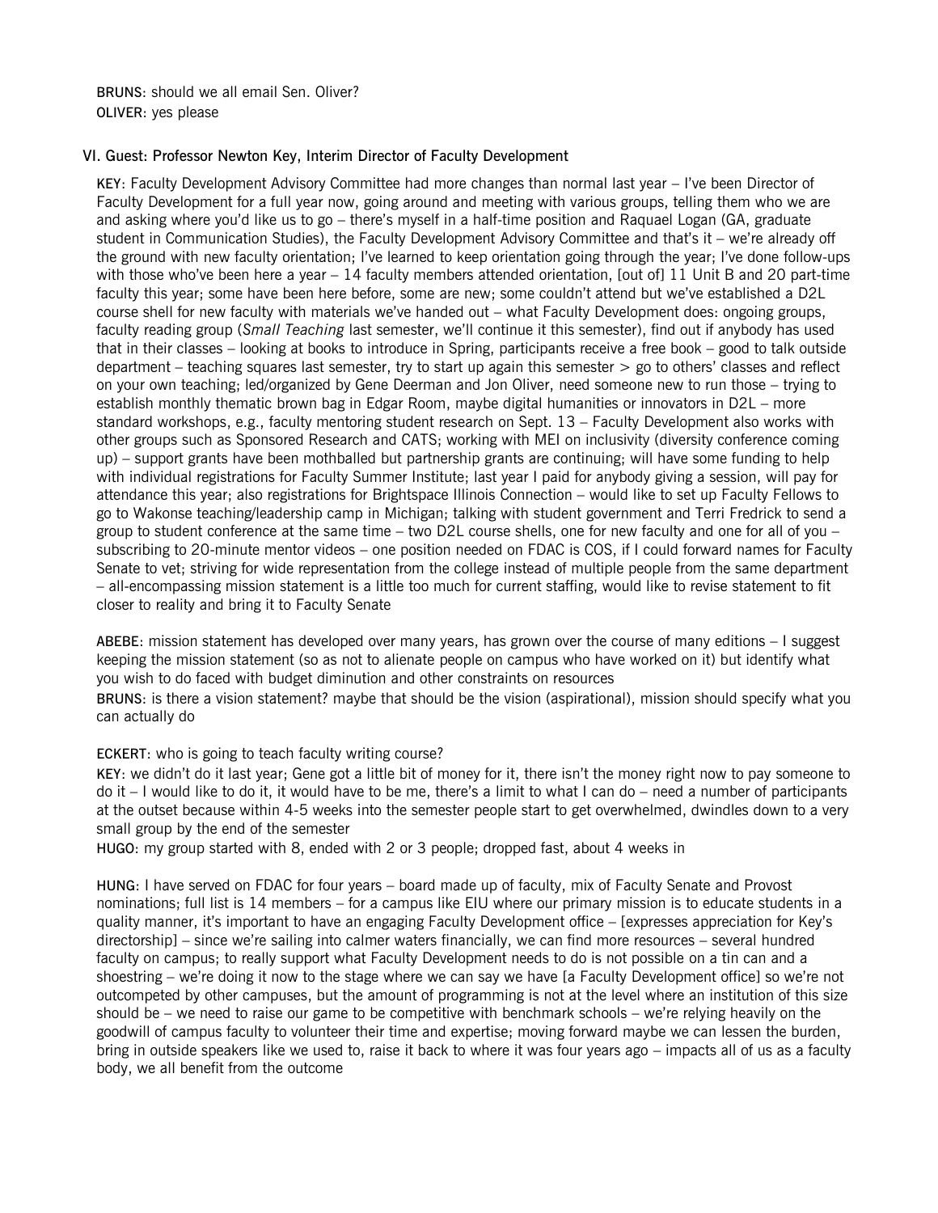**BRUNS**: should we all email Sen. Oliver?
**OLIVER**: yes please

### VI. Guest: Professor Newton Key, Interim Director of Faculty Development

**KEY**: Faculty Development Advisory Committee had more changes than normal last year – I've been Director of Faculty Development for a full year now, going around and meeting with various groups, telling them who we are and asking where you'd like us to go – there's myself in a half-time position and Raquael Logan (GA, graduate student in Communication Studies), the Faculty Development Advisory Committee and that's it – we're already off the ground with new faculty orientation; I've learned to keep orientation going through the year; I've done follow-ups with those who've been here a year – 14 faculty members attended orientation, [out of] 11 Unit B and 20 part-time faculty this year; some have been here before, some are new; some couldn't attend but we've established a D2L course shell for new faculty with materials we've handed out – what Faculty Development does: ongoing groups, faculty reading group (*Small Teaching* last semester, we'll continue it this semester), find out if anybody has used that in their classes – looking at books to introduce in Spring, participants receive a free book – good to talk outside department – teaching squares last semester, try to start up again this semester > go to others' classes and reflect on your own teaching; led/organized by Gene Deerman and Jon Oliver, need someone new to run those – trying to establish monthly thematic brown bag in Edgar Room, maybe digital humanities or innovators in D2L – more standard workshops, e.g., faculty mentoring student research on Sept. 13 – Faculty Development also works with other groups such as Sponsored Research and CATS; working with MEI on inclusivity (diversity conference coming up) – support grants have been mothballed but partnership grants are continuing; will have some funding to help with individual registrations for Faculty Summer Institute; last year I paid for anybody giving a session, will pay for attendance this year; also registrations for Brightspace Illinois Connection – would like to set up Faculty Fellows to go to Wakonse teaching/leadership camp in Michigan; talking with student government and Terri Fredrick to send a group to student conference at the same time – two D2L course shells, one for new faculty and one for all of you – subscribing to 20-minute mentor videos – one position needed on FDAC is COS, if I could forward names for Faculty Senate to vet; striving for wide representation from the college instead of multiple people from the same department – all-encompassing mission statement is a little too much for current staffing, would like to revise statement to fit closer to reality and bring it to Faculty Senate

**ABEBE**: mission statement has developed over many years, has grown over the course of many editions – I suggest keeping the mission statement (so as not to alienate people on campus who have worked on it) but identify what you wish to do faced with budget diminution and other constraints on resources
**BRUNS**: is there a vision statement? maybe that should be the vision (aspirational), mission should specify what you can actually do

**ECKERT**: who is going to teach faculty writing course?
**KEY**: we didn't do it last year; Gene got a little bit of money for it, there isn't the money right now to pay someone to do it – I would like to do it, it would have to be me, there's a limit to what I can do – need a number of participants at the outset because within 4-5 weeks into the semester people start to get overwhelmed, dwindles down to a very small group by the end of the semester
**HUGO**: my group started with 8, ended with 2 or 3 people; dropped fast, about 4 weeks in

**HUNG**: I have served on FDAC for four years – board made up of faculty, mix of Faculty Senate and Provost nominations; full list is 14 members – for a campus like EIU where our primary mission is to educate students in a quality manner, it's important to have an engaging Faculty Development office – [expresses appreciation for Key's directorship] – since we're sailing into calmer waters financially, we can find more resources – several hundred faculty on campus; to really support what Faculty Development needs to do is not possible on a tin can and a shoestring – we're doing it now to the stage where we can say we have [a Faculty Development office] so we're not outcompeted by other campuses, but the amount of programming is not at the level where an institution of this size should be – we need to raise our game to be competitive with benchmark schools – we're relying heavily on the goodwill of campus faculty to volunteer their time and expertise; moving forward maybe we can lessen the burden, bring in outside speakers like we used to, raise it back to where it was four years ago – impacts all of us as a faculty body, we all benefit from the outcome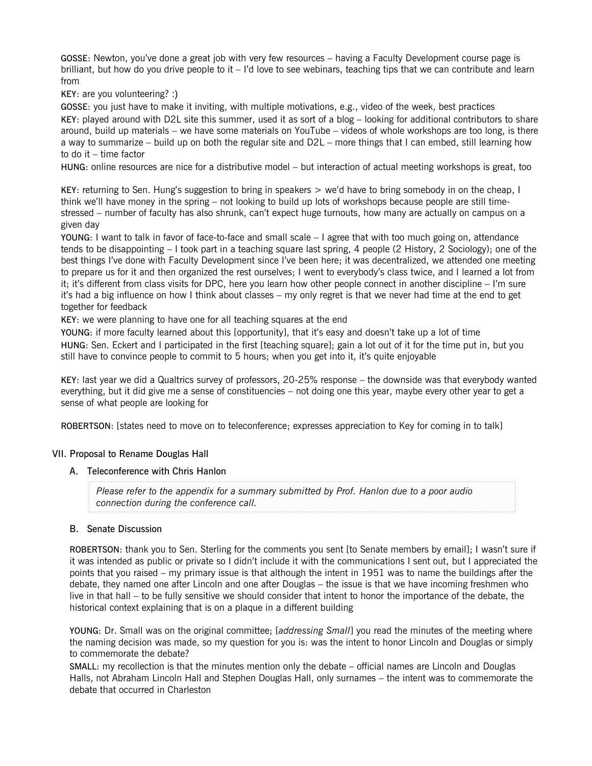**GOSSE**: Newton, you've done a great job with very few resources – having a Faculty Development course page is brilliant, but how do you drive people to it – I'd love to see webinars, teaching tips that we can contribute and learn from

**KEY**: are you volunteering? :)

**GOSSE**: you just have to make it inviting, with multiple motivations, e.g., video of the week, best practices

**KEY**: played around with D2L site this summer, used it as sort of a blog – looking for additional contributors to share around, build up materials – we have some materials on YouTube – videos of whole workshops are too long, is there a way to summarize – build up on both the regular site and D2L – more things that I can embed, still learning how to do it – time factor

**HUNG**: online resources are nice for a distributive model – but interaction of actual meeting workshops is great, too

**KEY**: returning to Sen. Hung's suggestion to bring in speakers > we'd have to bring somebody in on the cheap, I think we'll have money in the spring – not looking to build up lots of workshops because people are still time-stressed – number of faculty has also shrunk, can't expect huge turnouts, how many are actually on campus on a given day

**YOUNG**: I want to talk in favor of face-to-face and small scale – I agree that with too much going on, attendance tends to be disappointing – I took part in a teaching square last spring, 4 people (2 History, 2 Sociology); one of the best things I've done with Faculty Development since I've been here; it was decentralized, we attended one meeting to prepare us for it and then organized the rest ourselves; I went to everybody's class twice, and I learned a lot from it; it's different from class visits for DPC, here you learn how other people connect in another discipline – I'm sure it's had a big influence on how I think about classes – my only regret is that we never had time at the end to get together for feedback

**KEY**: we were planning to have one for all teaching squares at the end

**YOUNG**: if more faculty learned about this [opportunity], that it's easy and doesn't take up a lot of time

**HUNG**: Sen. Eckert and I participated in the first [teaching square]; gain a lot out of it for the time put in, but you still have to convince people to commit to 5 hours; when you get into it, it's quite enjoyable

**KEY**: last year we did a Qualtrics survey of professors, 20-25% response – the downside was that everybody wanted everything, but it did give me a sense of constituencies – not doing one this year, maybe every other year to get a sense of what people are looking for

**ROBERTSON**: [states need to move on to teleconference; expresses appreciation to Key for coming in to talk]

## VII. Proposal to Rename Douglas Hall

### A. Teleconference with Chris Hanlon

*Please refer to the appendix for a summary submitted by Prof. Hanlon due to a poor audio connection during the conference call.*

### B. Senate Discussion

**ROBERTSON**: thank you to Sen. Sterling for the comments you sent [to Senate members by email]; I wasn't sure if it was intended as public or private so I didn't include it with the communications I sent out, but I appreciated the points that you raised – my primary issue is that although the intent in 1951 was to name the buildings after the debate, they named one after Lincoln and one after Douglas – the issue is that we have incoming freshmen who live in that hall – to be fully sensitive we should consider that intent to honor the importance of the debate, the historical context explaining that is on a plaque in a different building

**YOUNG**: Dr. Small was on the original committee; [*addressing Small*] you read the minutes of the meeting where the naming decision was made, so my question for you is: was the intent to honor Lincoln and Douglas or simply to commemorate the debate?

**SMALL**: my recollection is that the minutes mention only the debate – official names are Lincoln and Douglas Halls, not Abraham Lincoln Hall and Stephen Douglas Hall, only surnames – the intent was to commemorate the debate that occurred in Charleston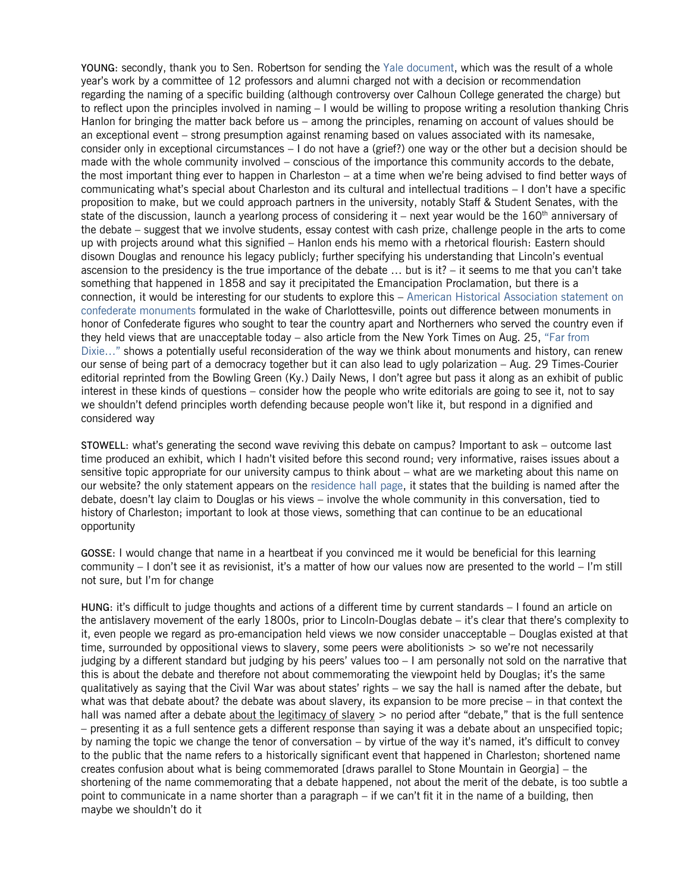**YOUNG**: secondly, thank you to Sen. Robertson for sending the Yale document, which was the result of a whole year's work by a committee of 12 professors and alumni charged not with a decision or recommendation regarding the naming of a specific building (although controversy over Calhoun College generated the charge) but to reflect upon the principles involved in naming – I would be willing to propose writing a resolution thanking Chris Hanlon for bringing the matter back before us – among the principles, renaming on account of values should be an exceptional event – strong presumption against renaming based on values associated with its namesake, consider only in exceptional circumstances – I do not have a (grief?) one way or the other but a decision should be made with the whole community involved – conscious of the importance this community accords to the debate, the most important thing ever to happen in Charleston – at a time when we're being advised to find better ways of communicating what's special about Charleston and its cultural and intellectual traditions – I don't have a specific proposition to make, but we could approach partners in the university, notably Staff & Student Senates, with the state of the discussion, launch a yearlong process of considering it – next year would be the 160th anniversary of the debate – suggest that we involve students, essay contest with cash prize, challenge people in the arts to come up with projects around what this signified – Hanlon ends his memo with a rhetorical flourish: Eastern should disown Douglas and renounce his legacy publicly; further specifying his understanding that Lincoln's eventual ascension to the presidency is the true importance of the debate … but is it? – it seems to me that you can't take something that happened in 1858 and say it precipitated the Emancipation Proclamation, but there is a connection, it would be interesting for our students to explore this – American Historical Association statement on confederate monuments formulated in the wake of Charlottesville, points out difference between monuments in honor of Confederate figures who sought to tear the country apart and Northerners who served the country even if they held views that are unacceptable today – also article from the New York Times on Aug. 25, "Far from Dixie…" shows a potentially useful reconsideration of the way we think about monuments and history, can renew our sense of being part of a democracy together but it can also lead to ugly polarization – Aug. 29 Times-Courier editorial reprinted from the Bowling Green (Ky.) Daily News, I don't agree but pass it along as an exhibit of public interest in these kinds of questions – consider how the people who write editorials are going to see it, not to say we shouldn't defend principles worth defending because people won't like it, but respond in a dignified and considered way

**STOWELL**: what's generating the second wave reviving this debate on campus? Important to ask – outcome last time produced an exhibit, which I hadn't visited before this second round; very informative, raises issues about a sensitive topic appropriate for our university campus to think about – what are we marketing about this name on our website? the only statement appears on the residence hall page, it states that the building is named after the debate, doesn't lay claim to Douglas or his views – involve the whole community in this conversation, tied to history of Charleston; important to look at those views, something that can continue to be an educational opportunity

**GOSSE**: I would change that name in a heartbeat if you convinced me it would be beneficial for this learning community – I don't see it as revisionist, it's a matter of how our values now are presented to the world – I'm still not sure, but I'm for change

**HUNG**: it's difficult to judge thoughts and actions of a different time by current standards – I found an article on the antislavery movement of the early 1800s, prior to Lincoln-Douglas debate – it's clear that there's complexity to it, even people we regard as pro-emancipation held views we now consider unacceptable – Douglas existed at that time, surrounded by oppositional views to slavery, some peers were abolitionists > so we're not necessarily judging by a different standard but judging by his peers' values too – I am personally not sold on the narrative that this is about the debate and therefore not about commemorating the viewpoint held by Douglas; it's the same qualitatively as saying that the Civil War was about states' rights – we say the hall is named after the debate, but what was that debate about? the debate was about slavery, its expansion to be more precise – in that context the hall was named after a debate <u>about the legitimacy of slavery</u> > no period after "debate," that is the full sentence – presenting it as a full sentence gets a different response than saying it was a debate about an unspecified topic; by naming the topic we change the tenor of conversation – by virtue of the way it's named, it's difficult to convey to the public that the name refers to a historically significant event that happened in Charleston; shortened name creates confusion about what is being commemorated [draws parallel to Stone Mountain in Georgia] – the shortening of the name commemorating that a debate happened, not about the merit of the debate, is too subtle a point to communicate in a name shorter than a paragraph – if we can't fit it in the name of a building, then maybe we shouldn't do it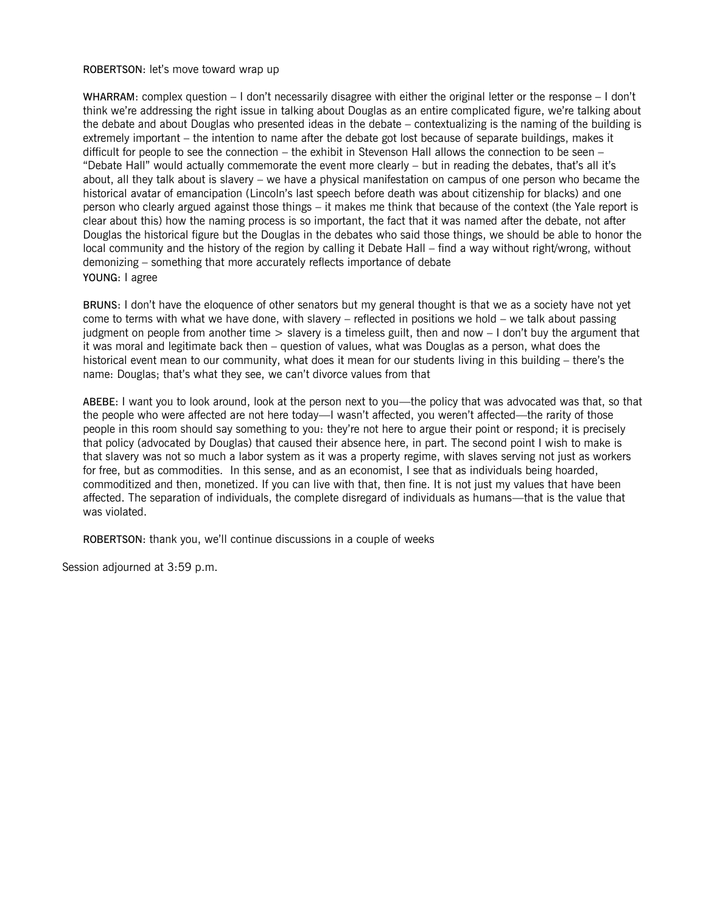**ROBERTSON**: let's move toward wrap up

**WHARRAM**: complex question – I don't necessarily disagree with either the original letter or the response – I don't think we're addressing the right issue in talking about Douglas as an entire complicated figure, we're talking about the debate and about Douglas who presented ideas in the debate – contextualizing is the naming of the building is extremely important – the intention to name after the debate got lost because of separate buildings, makes it difficult for people to see the connection – the exhibit in Stevenson Hall allows the connection to be seen – "Debate Hall" would actually commemorate the event more clearly – but in reading the debates, that's all it's about, all they talk about is slavery – we have a physical manifestation on campus of one person who became the historical avatar of emancipation (Lincoln's last speech before death was about citizenship for blacks) and one person who clearly argued against those things – it makes me think that because of the context (the Yale report is clear about this) how the naming process is so important, the fact that it was named after the debate, not after Douglas the historical figure but the Douglas in the debates who said those things, we should be able to honor the local community and the history of the region by calling it Debate Hall – find a way without right/wrong, without demonizing – something that more accurately reflects importance of debate

**YOUNG**: I agree

**BRUNS**: I don't have the eloquence of other senators but my general thought is that we as a society have not yet come to terms with what we have done, with slavery – reflected in positions we hold – we talk about passing judgment on people from another time > slavery is a timeless guilt, then and now – I don't buy the argument that it was moral and legitimate back then – question of values, what was Douglas as a person, what does the historical event mean to our community, what does it mean for our students living in this building – there's the name: Douglas; that's what they see, we can't divorce values from that

**ABEBE**: I want you to look around, look at the person next to you—the policy that was advocated was that, so that the people who were affected are not here today—I wasn't affected, you weren't affected—the rarity of those people in this room should say something to you: they're not here to argue their point or respond; it is precisely that policy (advocated by Douglas) that caused their absence here, in part. The second point I wish to make is that slavery was not so much a labor system as it was a property regime, with slaves serving not just as workers for free, but as commodities. In this sense, and as an economist, I see that as individuals being hoarded, commoditized and then, monetized. If you can live with that, then fine. It is not just my values that have been affected. The separation of individuals, the complete disregard of individuals as humans—that is the value that was violated.

**ROBERTSON**: thank you, we'll continue discussions in a couple of weeks

Session adjourned at 3:59 p.m.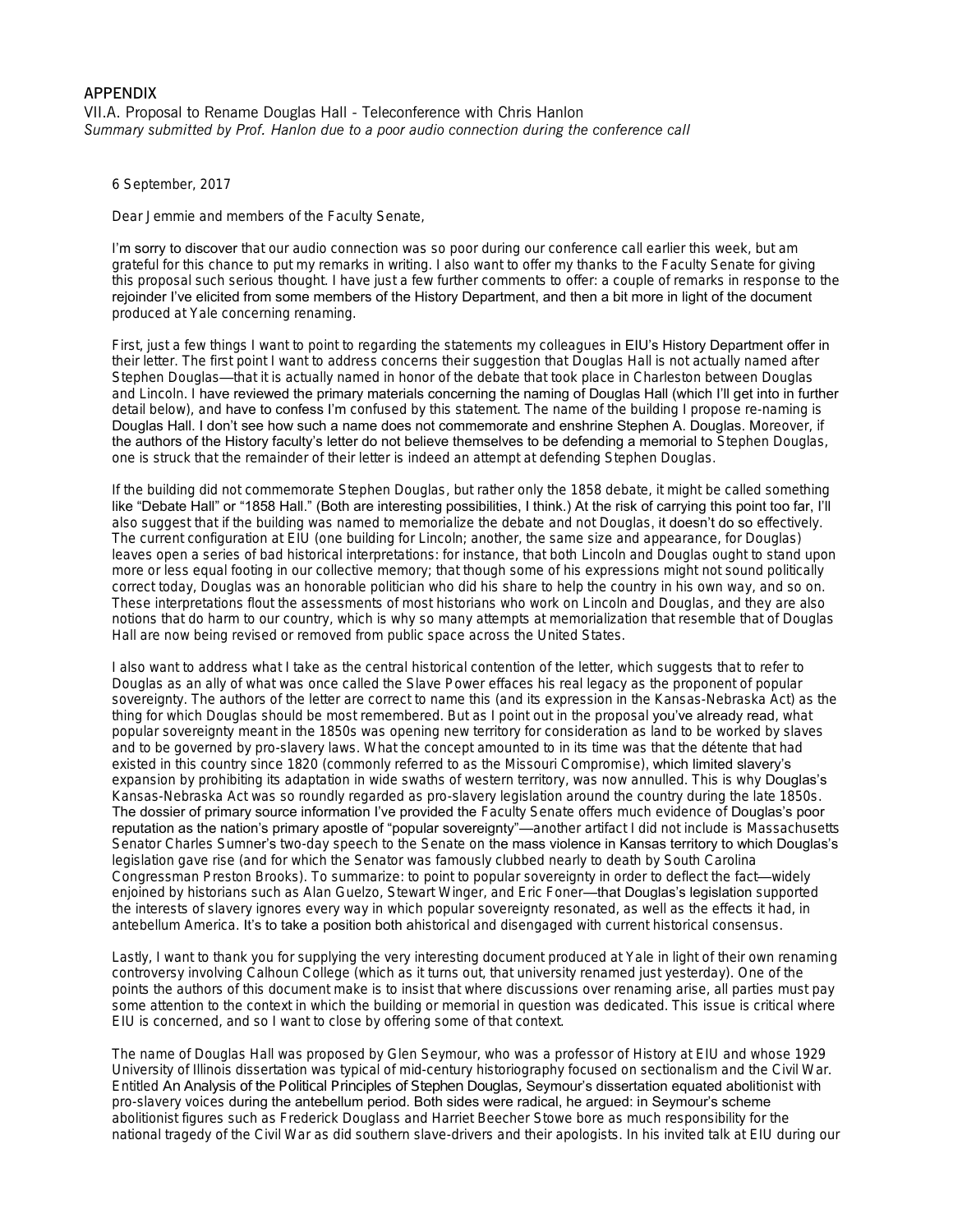## APPENDIX

VII.A. Proposal to Rename Douglas Hall - Teleconference with Chris Hanlon

*Summary submitted by Prof. Hanlon due to a poor audio connection during the conference call*

6 September, 2017

Dear Jemmie and members of the Faculty Senate,

I'm sorry to discover that our audio connection was so poor during our conference call earlier this week, but am grateful for this chance to put my remarks in writing. I also want to offer my thanks to the Faculty Senate for giving this proposal such serious thought. I have just a few further comments to offer: a couple of remarks in response to the rejoinder I've elicited from some members of the History Department, and then a bit more in light of the document produced at Yale concerning renaming.

First, just a few things I want to point to regarding the statements my colleagues in EIU's History Department offer in their letter. The first point I want to address concerns their suggestion that Douglas Hall is not actually named after Stephen Douglas—that it is actually named in honor of the debate that took place in Charleston between Douglas and Lincoln. I have reviewed the primary materials concerning the naming of Douglas Hall (which I'll get into in further detail below), and have to confess I'm confused by this statement. The name of the building I propose re-naming is Douglas Hall. I don't see how such a name does not commemorate and enshrine Stephen A. Douglas. Moreover, if the authors of the History faculty's letter do not believe themselves to be defending a memorial to Stephen Douglas, one is struck that the remainder of their letter is indeed an attempt at defending Stephen Douglas.

If the building did not commemorate Stephen Douglas, but rather only the 1858 debate, it might be called something like "Debate Hall" or "1858 Hall." (Both are interesting possibilities, I think.) At the risk of carrying this point too far, I'll also suggest that if the building was named to memorialize the debate and not Douglas, it doesn't do so effectively. The current configuration at EIU (one building for Lincoln; another, the same size and appearance, for Douglas) leaves open a series of bad historical interpretations: for instance, that both Lincoln and Douglas ought to stand upon more or less equal footing in our collective memory; that though some of his expressions might not sound politically correct today, Douglas was an honorable politician who did his share to help the country in his own way, and so on. These interpretations flout the assessments of most historians who work on Lincoln and Douglas, and they are also notions that do harm to our country, which is why so many attempts at memorialization that resemble that of Douglas Hall are now being revised or removed from public space across the United States.

I also want to address what I take as the central historical contention of the letter, which suggests that to refer to Douglas as an ally of what was once called the Slave Power effaces his real legacy as the proponent of popular sovereignty. The authors of the letter are correct to name this (and its expression in the Kansas-Nebraska Act) as the thing for which Douglas should be most remembered. But as I point out in the proposal you've already read, what popular sovereignty meant in the 1850s was opening new territory for consideration as land to be worked by slaves and to be governed by pro-slavery laws. What the concept amounted to in its time was that the détente that had existed in this country since 1820 (commonly referred to as the Missouri Compromise), which limited slavery's expansion by prohibiting its adaptation in wide swaths of western territory, was now annulled. This is why Douglas's Kansas-Nebraska Act was so roundly regarded as pro-slavery legislation around the country during the late 1850s. The dossier of primary source information I've provided the Faculty Senate offers much evidence of Douglas's poor reputation as the nation's primary apostle of "popular sovereignty"—another artifact I did not include is Massachusetts Senator Charles Sumner's two-day speech to the Senate on the mass violence in Kansas territory to which Douglas's legislation gave rise (and for which the Senator was famously clubbed nearly to death by South Carolina Congressman Preston Brooks). To summarize: to point to popular sovereignty in order to deflect the fact—widely enjoined by historians such as Alan Guelzo, Stewart Winger, and Eric Foner—that Douglas's legislation supported the interests of slavery ignores every way in which popular sovereignty resonated, as well as the effects it had, in antebellum America. It's to take a position both ahistorical and disengaged with current historical consensus.

Lastly, I want to thank you for supplying the very interesting document produced at Yale in light of their own renaming controversy involving Calhoun College (which as it turns out, that university renamed just yesterday). One of the points the authors of this document make is to insist that where discussions over renaming arise, all parties must pay some attention to the context in which the building or memorial in question was dedicated. This issue is critical where EIU is concerned, and so I want to close by offering some of that context.

The name of Douglas Hall was proposed by Glen Seymour, who was a professor of History at EIU and whose 1929 University of Illinois dissertation was typical of mid-century historiography focused on sectionalism and the Civil War. Entitled An Analysis of the Political Principles of Stephen Douglas, Seymour's dissertation equated abolitionist with pro-slavery voices during the antebellum period. Both sides were radical, he argued: in Seymour's scheme abolitionist figures such as Frederick Douglass and Harriet Beecher Stowe bore as much responsibility for the national tragedy of the Civil War as did southern slave-drivers and their apologists. In his invited talk at EIU during our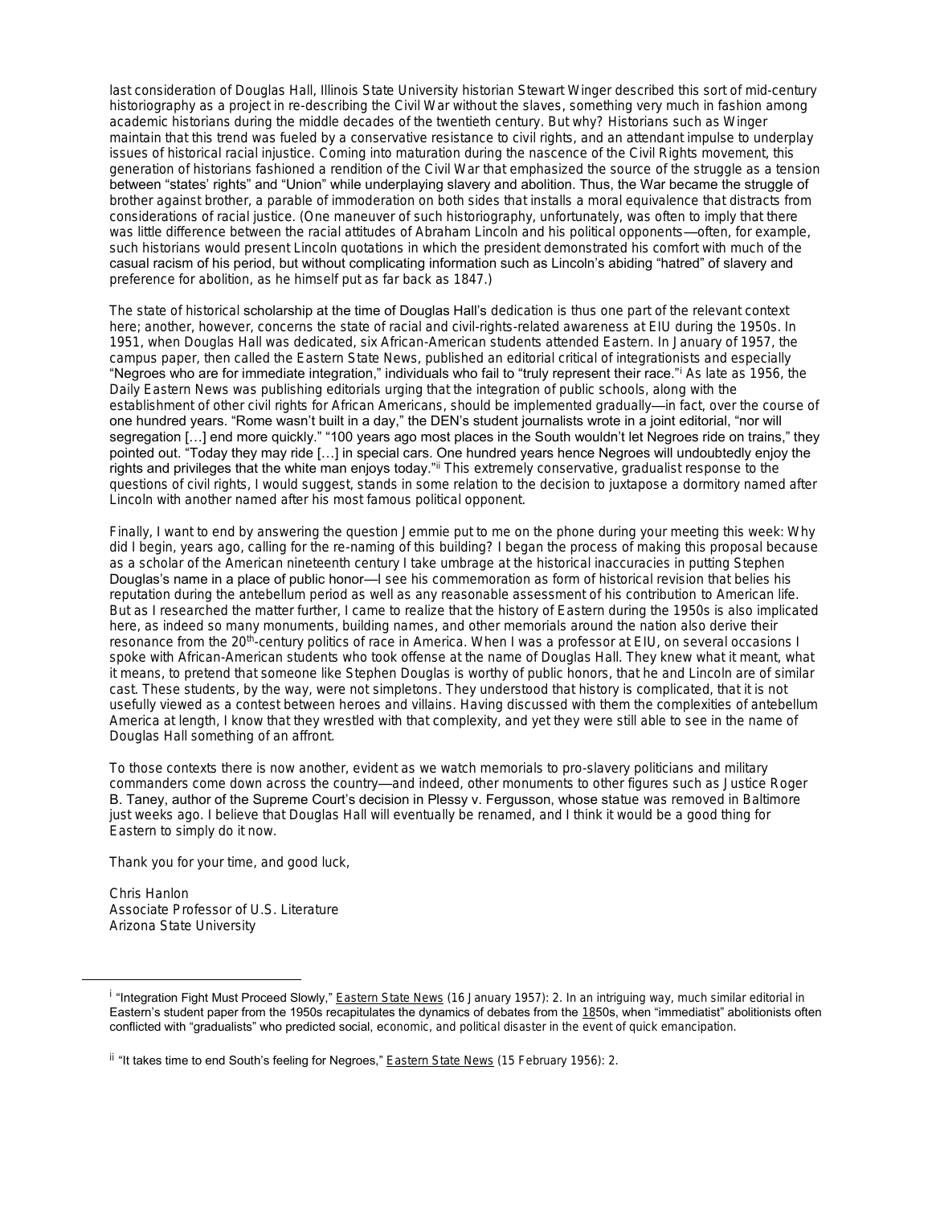last consideration of Douglas Hall, Illinois State University historian Stewart Winger described this sort of mid-century historiography as a project in re-describing the Civil War without the slaves, something very much in fashion among academic historians during the middle decades of the twentieth century. But why? Historians such as Winger maintain that this trend was fueled by a conservative resistance to civil rights, and an attendant impulse to underplay issues of historical racial injustice. Coming into maturation during the nascence of the Civil Rights movement, this generation of historians fashioned a rendition of the Civil War that emphasized the source of the struggle as a tension between "states' rights" and "Union" while underplaying slavery and abolition. Thus, the War became the struggle of brother against brother, a parable of immoderation on both sides that installs a moral equivalence that distracts from considerations of racial justice. (One maneuver of such historiography, unfortunately, was often to imply that there was little difference between the racial attitudes of Abraham Lincoln and his political opponents—often, for example, such historians would present Lincoln quotations in which the president demonstrated his comfort with much of the casual racism of his period, but without complicating information such as Lincoln's abiding "hatred" of slavery and preference for abolition, as he himself put as far back as 1847.)

The state of historical scholarship at the time of Douglas Hall's dedication is thus one part of the relevant context here; another, however, concerns the state of racial and civil-rights-related awareness at EIU during the 1950s. In 1951, when Douglas Hall was dedicated, six African-American students attended Eastern. In January of 1957, the campus paper, then called the Eastern State News, published an editorial critical of integrationists and especially "Negroes who are for immediate integration," individuals who fail to "truly represent their race."[i] As late as 1956, the Daily Eastern News was publishing editorials urging that the integration of public schools, along with the establishment of other civil rights for African Americans, should be implemented gradually—in fact, over the course of one hundred years. "Rome wasn't built in a day," the DEN's student journalists wrote in a joint editorial, "nor will segregation […] end more quickly." "100 years ago most places in the South wouldn't let Negroes ride on trains," they pointed out. "Today they may ride […] in special cars. One hundred years hence Negroes will undoubtedly enjoy the rights and privileges that the white man enjoys today."[ii] This extremely conservative, gradualist response to the questions of civil rights, I would suggest, stands in some relation to the decision to juxtapose a dormitory named after Lincoln with another named after his most famous political opponent.

Finally, I want to end by answering the question Jemmie put to me on the phone during your meeting this week: Why did I begin, years ago, calling for the re-naming of this building? I began the process of making this proposal because as a scholar of the American nineteenth century I take umbrage at the historical inaccuracies in putting Stephen Douglas's name in a place of public honor—I see his commemoration as form of historical revision that belies his reputation during the antebellum period as well as any reasonable assessment of his contribution to American life. But as I researched the matter further, I came to realize that the history of Eastern during the 1950s is also implicated here, as indeed so many monuments, building names, and other memorials around the nation also derive their resonance from the 20th-century politics of race in America. When I was a professor at EIU, on several occasions I spoke with African-American students who took offense at the name of Douglas Hall. They knew what it meant, what it means, to pretend that someone like Stephen Douglas is worthy of public honors, that he and Lincoln are of similar cast. These students, by the way, were not simpletons. They understood that history is complicated, that it is not usefully viewed as a contest between heroes and villains. Having discussed with them the complexities of antebellum America at length, I know that they wrestled with that complexity, and yet they were still able to see in the name of Douglas Hall something of an affront.

To those contexts there is now another, evident as we watch memorials to pro-slavery politicians and military commanders come down across the country—and indeed, other monuments to other figures such as Justice Roger B. Taney, author of the Supreme Court's decision in Plessy v. Fergusson, whose statue was removed in Baltimore just weeks ago. I believe that Douglas Hall will eventually be renamed, and I think it would be a good thing for Eastern to simply do it now.

Thank you for your time, and good luck,

Chris Hanlon
Associate Professor of U.S. Literature
Arizona State University

---

[i] "Integration Fight Must Proceed Slowly," Eastern State News (16 January 1957): 2. In an intriguing way, much similar editorial in Eastern's student paper from the 1950s recapitulates the dynamics of debates from the 1850s, when "immediatist" abolitionists often conflicted with "gradualists" who predicted social, economic, and political disaster in the event of quick emancipation.

[ii] "It takes time to end South's feeling for Negroes," Eastern State News (15 February 1956): 2.